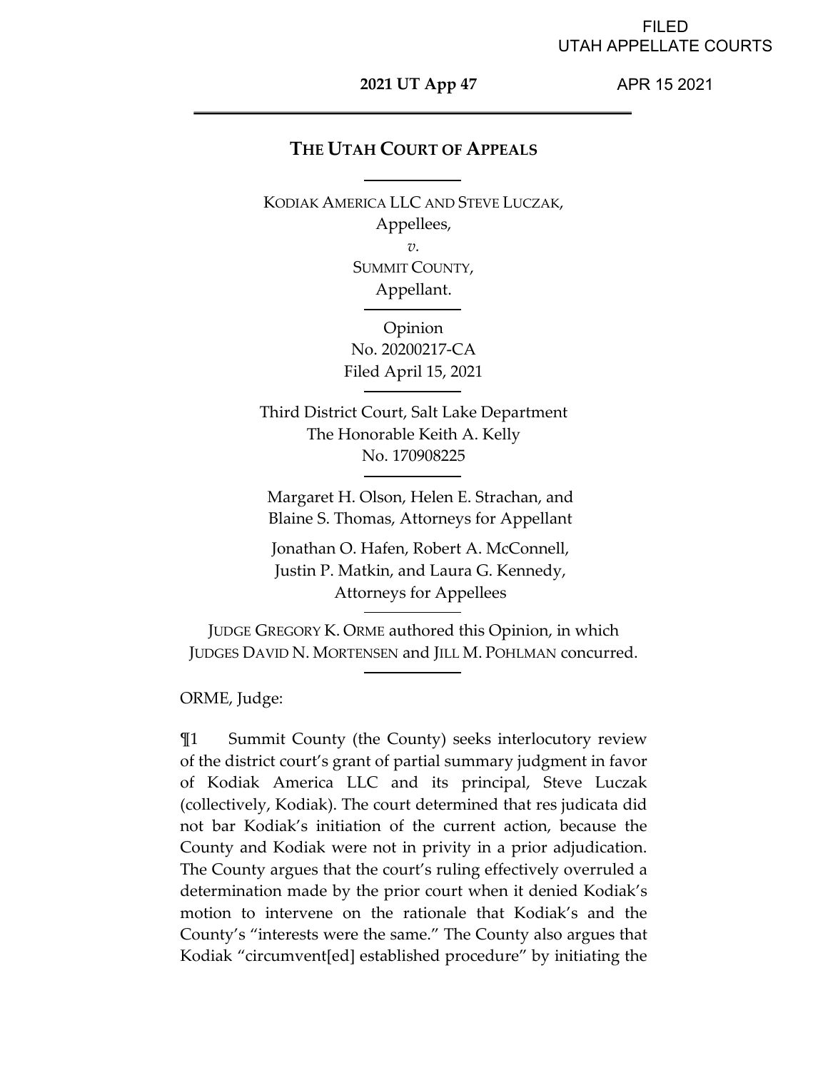FILED
UTAH APPELLATE COURTS

**2021 UT App 47**

APR 15 2021

---

# THE UTAH COURT OF APPEALS

KODIAK AMERICA LLC AND STEVE LUCZAK,
Appellees,
*v.*
SUMMIT COUNTY,
Appellant.

Opinion
No. 20200217-CA
Filed April 15, 2021

Third District Court, Salt Lake Department
The Honorable Keith A. Kelly
No. 170908225

Margaret H. Olson, Helen E. Strachan, and
Blaine S. Thomas, Attorneys for Appellant

Jonathan O. Hafen, Robert A. McConnell,
Justin P. Matkin, and Laura G. Kennedy,
Attorneys for Appellees

JUDGE GREGORY K. ORME authored this Opinion, in which
JUDGES DAVID N. MORTENSEN and JILL M. POHLMAN concurred.

ORME, Judge:

¶1 Summit County (the County) seeks interlocutory review of the district court's grant of partial summary judgment in favor of Kodiak America LLC and its principal, Steve Luczak (collectively, Kodiak). The court determined that res judicata did not bar Kodiak's initiation of the current action, because the County and Kodiak were not in privity in a prior adjudication. The County argues that the court's ruling effectively overruled a determination made by the prior court when it denied Kodiak's motion to intervene on the rationale that Kodiak's and the County's "interests were the same." The County also argues that Kodiak "circumvent[ed] established procedure" by initiating the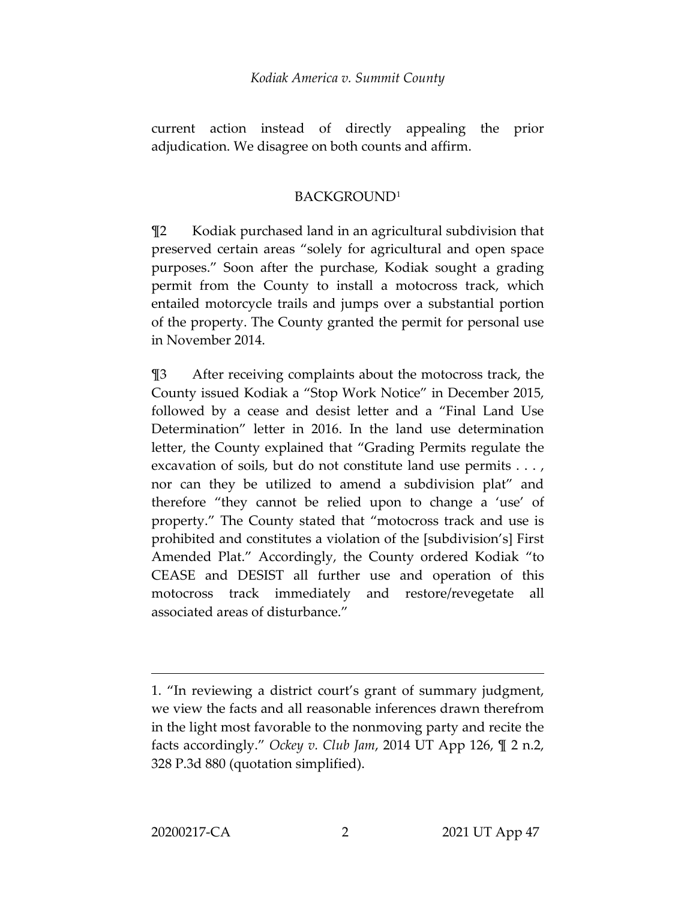current action instead of directly appealing the prior adjudication. We disagree on both counts and affirm.

## BACKGROUND[1]

¶2 Kodiak purchased land in an agricultural subdivision that preserved certain areas "solely for agricultural and open space purposes." Soon after the purchase, Kodiak sought a grading permit from the County to install a motocross track, which entailed motorcycle trails and jumps over a substantial portion of the property. The County granted the permit for personal use in November 2014.

¶3 After receiving complaints about the motocross track, the County issued Kodiak a "Stop Work Notice" in December 2015, followed by a cease and desist letter and a "Final Land Use Determination" letter in 2016. In the land use determination letter, the County explained that "Grading Permits regulate the excavation of soils, but do not constitute land use permits . . . , nor can they be utilized to amend a subdivision plat" and therefore "they cannot be relied upon to change a 'use' of property." The County stated that "motocross track and use is prohibited and constitutes a violation of the [subdivision's] First Amended Plat." Accordingly, the County ordered Kodiak "to CEASE and DESIST all further use and operation of this motocross track immediately and restore/revegetate all associated areas of disturbance."

---

1. "In reviewing a district court's grant of summary judgment, we view the facts and all reasonable inferences drawn therefrom in the light most favorable to the nonmoving party and recite the facts accordingly." *Ockey v. Club Jam*, 2014 UT App 126, ¶ 2 n.2, 328 P.3d 880 (quotation simplified).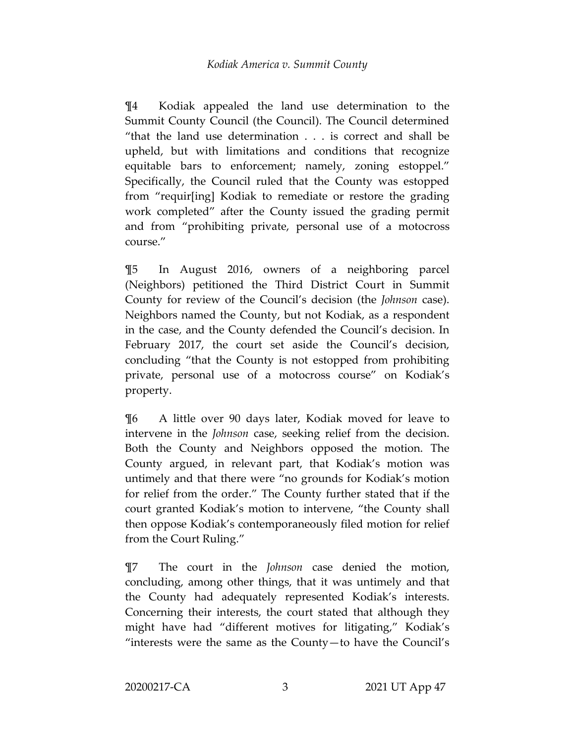¶4 Kodiak appealed the land use determination to the Summit County Council (the Council). The Council determined "that the land use determination . . . is correct and shall be upheld, but with limitations and conditions that recognize equitable bars to enforcement; namely, zoning estoppel." Specifically, the Council ruled that the County was estopped from "requir[ing] Kodiak to remediate or restore the grading work completed" after the County issued the grading permit and from "prohibiting private, personal use of a motocross course."

¶5 In August 2016, owners of a neighboring parcel (Neighbors) petitioned the Third District Court in Summit County for review of the Council's decision (the *Johnson* case). Neighbors named the County, but not Kodiak, as a respondent in the case, and the County defended the Council's decision. In February 2017, the court set aside the Council's decision, concluding "that the County is not estopped from prohibiting private, personal use of a motocross course" on Kodiak's property.

¶6 A little over 90 days later, Kodiak moved for leave to intervene in the *Johnson* case, seeking relief from the decision. Both the County and Neighbors opposed the motion. The County argued, in relevant part, that Kodiak's motion was untimely and that there were "no grounds for Kodiak's motion for relief from the order." The County further stated that if the court granted Kodiak's motion to intervene, "the County shall then oppose Kodiak's contemporaneously filed motion for relief from the Court Ruling."

¶7 The court in the *Johnson* case denied the motion, concluding, among other things, that it was untimely and that the County had adequately represented Kodiak's interests. Concerning their interests, the court stated that although they might have had "different motives for litigating," Kodiak's "interests were the same as the County—to have the Council's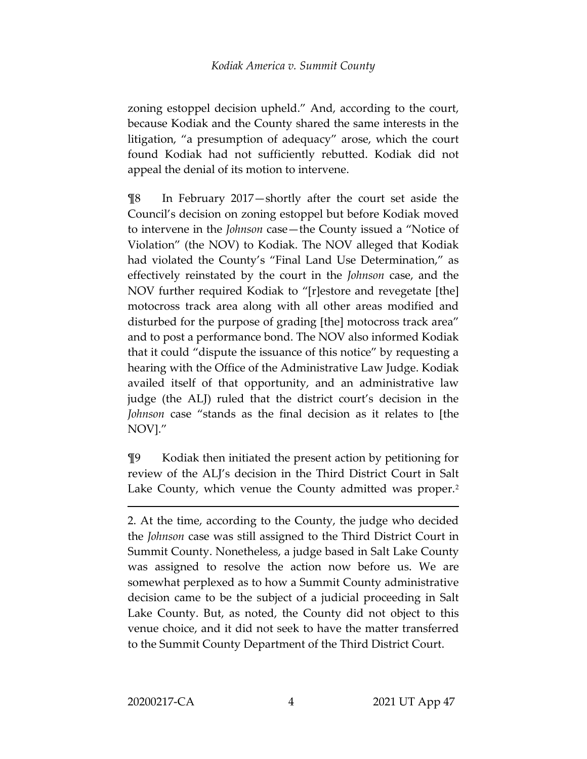zoning estoppel decision upheld." And, according to the court, because Kodiak and the County shared the same interests in the litigation, "a presumption of adequacy" arose, which the court found Kodiak had not sufficiently rebutted. Kodiak did not appeal the denial of its motion to intervene.

¶8 In February 2017—shortly after the court set aside the Council's decision on zoning estoppel but before Kodiak moved to intervene in the *Johnson* case—the County issued a "Notice of Violation" (the NOV) to Kodiak. The NOV alleged that Kodiak had violated the County's "Final Land Use Determination," as effectively reinstated by the court in the *Johnson* case, and the NOV further required Kodiak to "[r]estore and revegetate [the] motocross track area along with all other areas modified and disturbed for the purpose of grading [the] motocross track area" and to post a performance bond. The NOV also informed Kodiak that it could "dispute the issuance of this notice" by requesting a hearing with the Office of the Administrative Law Judge. Kodiak availed itself of that opportunity, and an administrative law judge (the ALJ) ruled that the district court's decision in the *Johnson* case "stands as the final decision as it relates to [the NOV]."

¶9 Kodiak then initiated the present action by petitioning for review of the ALJ's decision in the Third District Court in Salt Lake County, which venue the County admitted was proper.[2]

---

2. At the time, according to the County, the judge who decided the *Johnson* case was still assigned to the Third District Court in Summit County. Nonetheless, a judge based in Salt Lake County was assigned to resolve the action now before us. We are somewhat perplexed as to how a Summit County administrative decision came to be the subject of a judicial proceeding in Salt Lake County. But, as noted, the County did not object to this venue choice, and it did not seek to have the matter transferred to the Summit County Department of the Third District Court.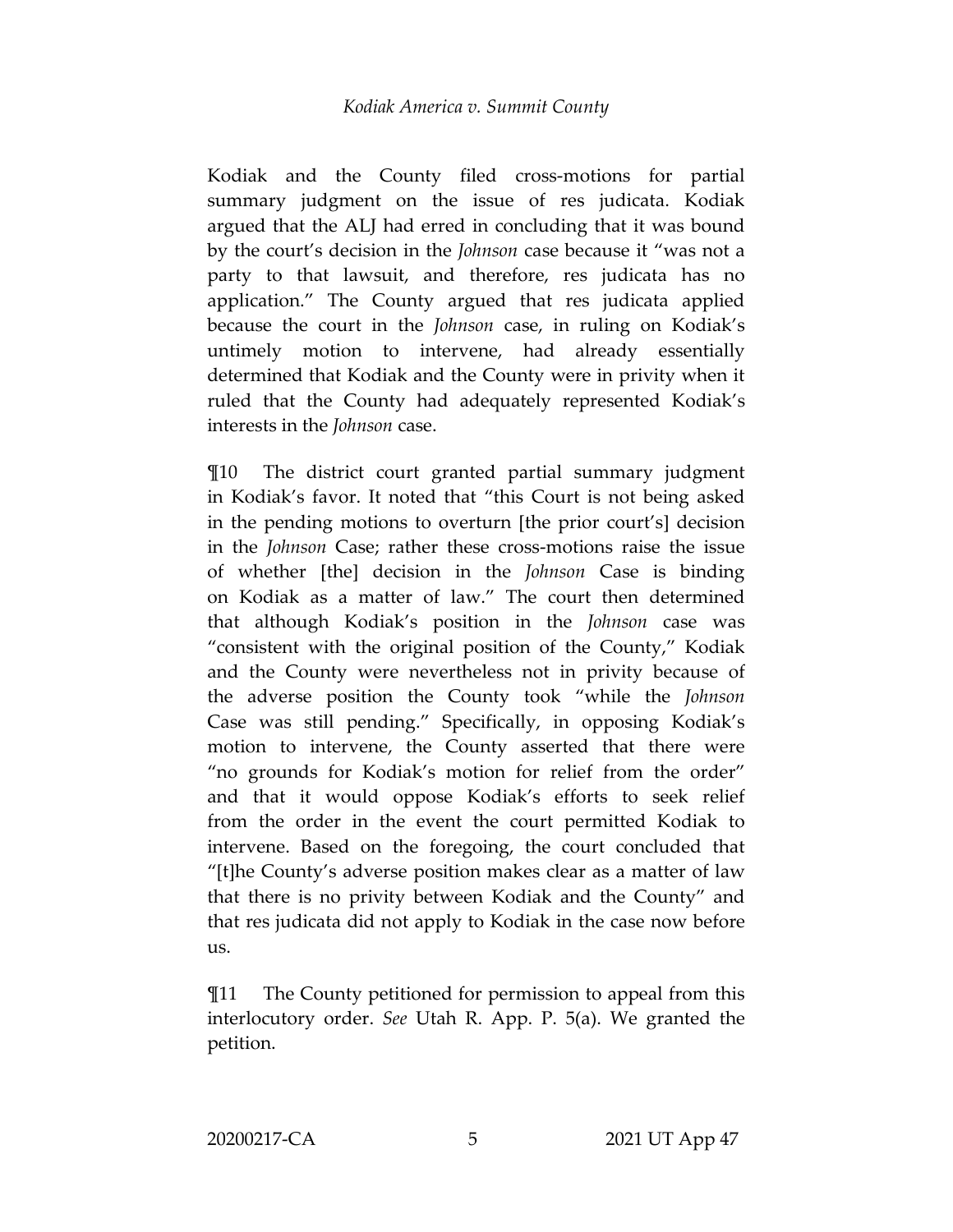Kodiak and the County filed cross-motions for partial summary judgment on the issue of res judicata. Kodiak argued that the ALJ had erred in concluding that it was bound by the court's decision in the *Johnson* case because it "was not a party to that lawsuit, and therefore, res judicata has no application." The County argued that res judicata applied because the court in the *Johnson* case, in ruling on Kodiak's untimely motion to intervene, had already essentially determined that Kodiak and the County were in privity when it ruled that the County had adequately represented Kodiak's interests in the *Johnson* case.

¶10 The district court granted partial summary judgment in Kodiak's favor. It noted that "this Court is not being asked in the pending motions to overturn [the prior court's] decision in the *Johnson* Case; rather these cross-motions raise the issue of whether [the] decision in the *Johnson* Case is binding on Kodiak as a matter of law." The court then determined that although Kodiak's position in the *Johnson* case was "consistent with the original position of the County," Kodiak and the County were nevertheless not in privity because of the adverse position the County took "while the *Johnson* Case was still pending." Specifically, in opposing Kodiak's motion to intervene, the County asserted that there were "no grounds for Kodiak's motion for relief from the order" and that it would oppose Kodiak's efforts to seek relief from the order in the event the court permitted Kodiak to intervene. Based on the foregoing, the court concluded that "[t]he County's adverse position makes clear as a matter of law that there is no privity between Kodiak and the County" and that res judicata did not apply to Kodiak in the case now before us.

¶11 The County petitioned for permission to appeal from this interlocutory order. *See* Utah R. App. P. 5(a). We granted the petition.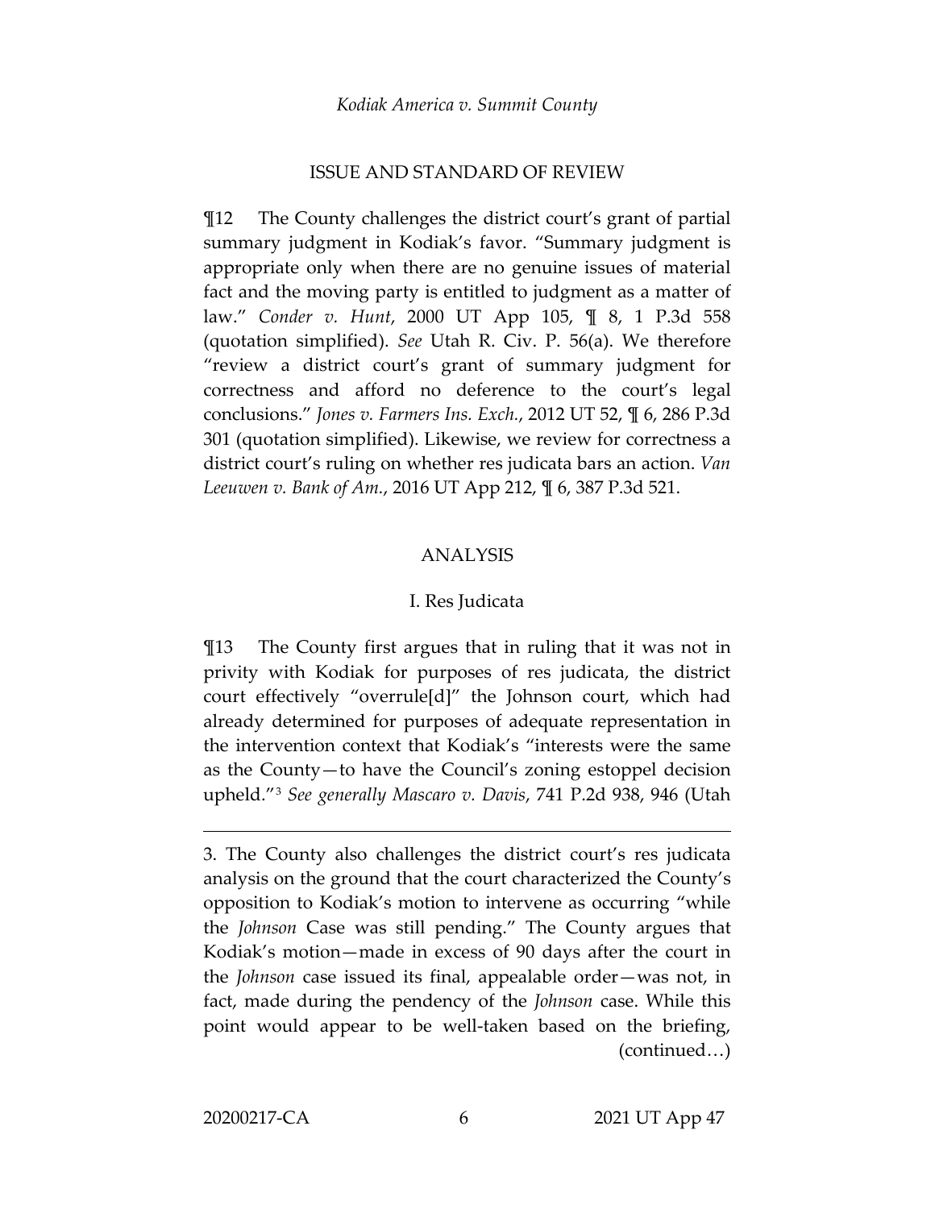## ISSUE AND STANDARD OF REVIEW

¶12 The County challenges the district court's grant of partial summary judgment in Kodiak's favor. "Summary judgment is appropriate only when there are no genuine issues of material fact and the moving party is entitled to judgment as a matter of law." *Conder v. Hunt*, 2000 UT App 105, ¶ 8, 1 P.3d 558 (quotation simplified). *See* Utah R. Civ. P. 56(a). We therefore "review a district court's grant of summary judgment for correctness and afford no deference to the court's legal conclusions." *Jones v. Farmers Ins. Exch.*, 2012 UT 52, ¶ 6, 286 P.3d 301 (quotation simplified). Likewise, we review for correctness a district court's ruling on whether res judicata bars an action. *Van Leeuwen v. Bank of Am.*, 2016 UT App 212, ¶ 6, 387 P.3d 521.

## ANALYSIS

### I. Res Judicata

¶13 The County first argues that in ruling that it was not in privity with Kodiak for purposes of res judicata, the district court effectively "overrule[d]" the Johnson court, which had already determined for purposes of adequate representation in the intervention context that Kodiak's "interests were the same as the County—to have the Council's zoning estoppel decision upheld."[3] *See generally Mascaro v. Davis*, 741 P.2d 938, 946 (Utah

---

3. The County also challenges the district court's res judicata analysis on the ground that the court characterized the County's opposition to Kodiak's motion to intervene as occurring "while the *Johnson* Case was still pending." The County argues that Kodiak's motion—made in excess of 90 days after the court in the *Johnson* case issued its final, appealable order—was not, in fact, made during the pendency of the *Johnson* case. While this point would appear to be well-taken based on the briefing, (continued…)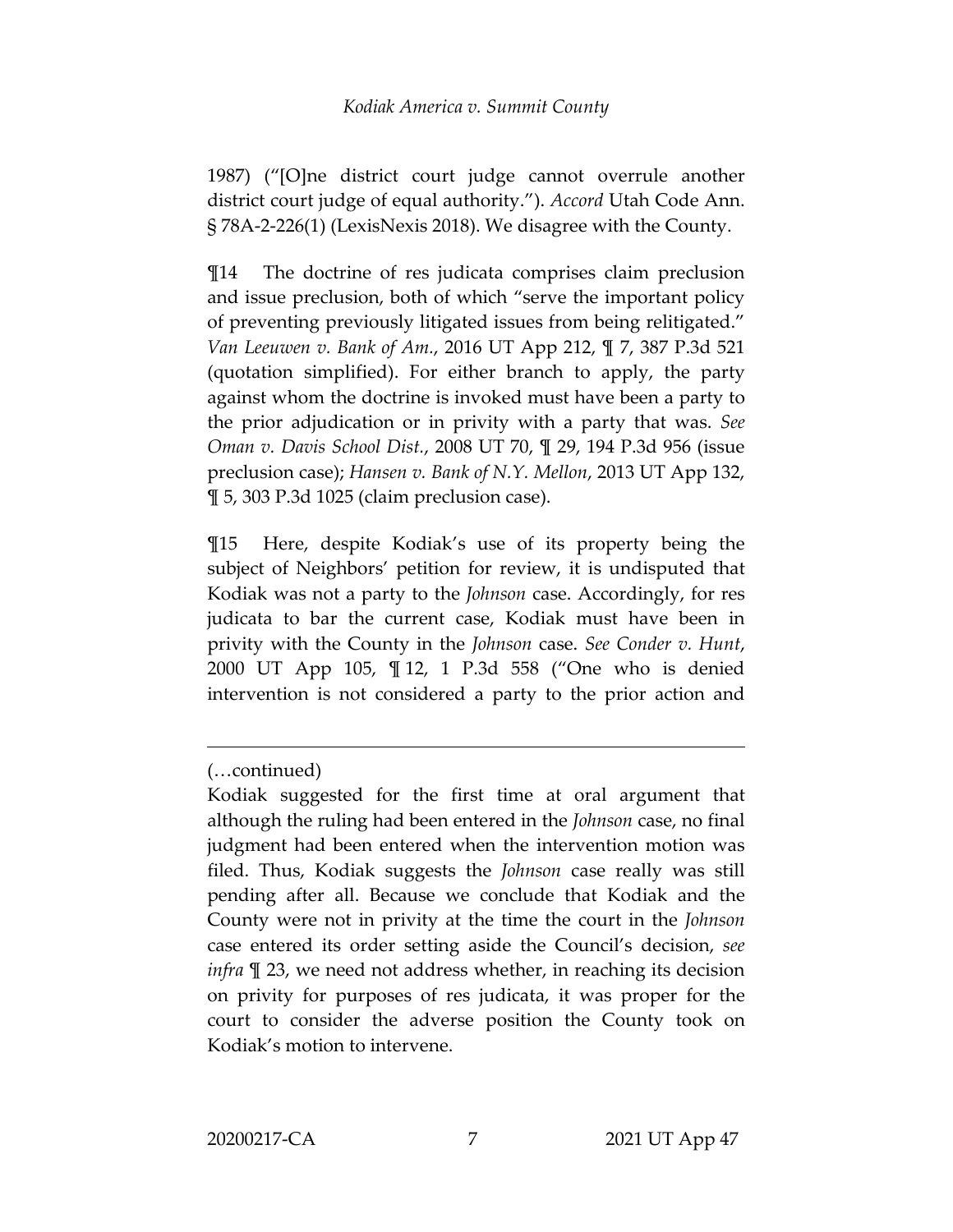1987) ("[O]ne district court judge cannot overrule another district court judge of equal authority."). *Accord* Utah Code Ann. § 78A-2-226(1) (LexisNexis 2018). We disagree with the County.

¶14 The doctrine of res judicata comprises claim preclusion and issue preclusion, both of which "serve the important policy of preventing previously litigated issues from being relitigated." *Van Leeuwen v. Bank of Am.*, 2016 UT App 212, ¶ 7, 387 P.3d 521 (quotation simplified). For either branch to apply, the party against whom the doctrine is invoked must have been a party to the prior adjudication or in privity with a party that was. *See Oman v. Davis School Dist.*, 2008 UT 70, ¶ 29, 194 P.3d 956 (issue preclusion case); *Hansen v. Bank of N.Y. Mellon*, 2013 UT App 132, ¶ 5, 303 P.3d 1025 (claim preclusion case).

¶15 Here, despite Kodiak's use of its property being the subject of Neighbors' petition for review, it is undisputed that Kodiak was not a party to the *Johnson* case. Accordingly, for res judicata to bar the current case, Kodiak must have been in privity with the County in the *Johnson* case. *See Conder v. Hunt*, 2000 UT App 105, ¶ 12, 1 P.3d 558 ("One who is denied intervention is not considered a party to the prior action and

---

(…continued)

Kodiak suggested for the first time at oral argument that although the ruling had been entered in the *Johnson* case, no final judgment had been entered when the intervention motion was filed. Thus, Kodiak suggests the *Johnson* case really was still pending after all. Because we conclude that Kodiak and the County were not in privity at the time the court in the *Johnson* case entered its order setting aside the Council's decision, *see infra* ¶ 23, we need not address whether, in reaching its decision on privity for purposes of res judicata, it was proper for the court to consider the adverse position the County took on Kodiak's motion to intervene.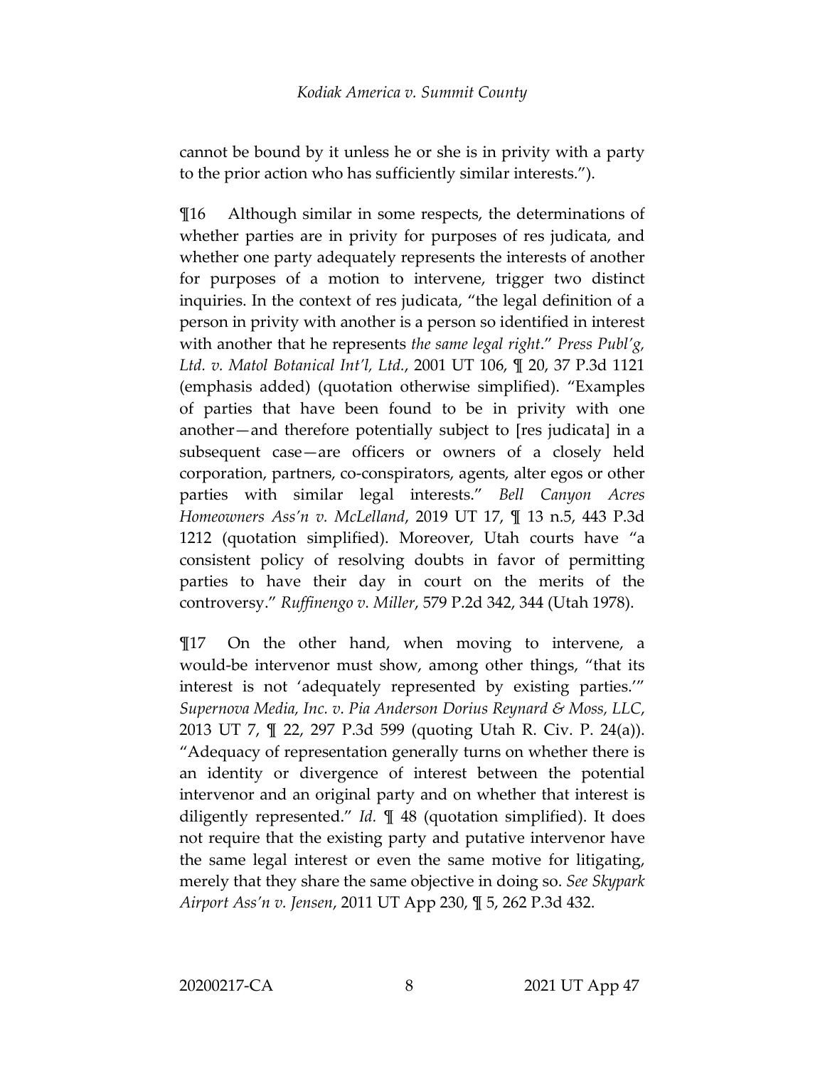cannot be bound by it unless he or she is in privity with a party to the prior action who has sufficiently similar interests.").

¶16 Although similar in some respects, the determinations of whether parties are in privity for purposes of res judicata, and whether one party adequately represents the interests of another for purposes of a motion to intervene, trigger two distinct inquiries. In the context of res judicata, "the legal definition of a person in privity with another is a person so identified in interest with another that he represents *the same legal right*." *Press Publ'g, Ltd. v. Matol Botanical Int'l, Ltd.*, 2001 UT 106, ¶ 20, 37 P.3d 1121 (emphasis added) (quotation otherwise simplified). "Examples of parties that have been found to be in privity with one another—and therefore potentially subject to [res judicata] in a subsequent case—are officers or owners of a closely held corporation, partners, co-conspirators, agents, alter egos or other parties with similar legal interests." *Bell Canyon Acres Homeowners Ass'n v. McLelland*, 2019 UT 17, ¶ 13 n.5, 443 P.3d 1212 (quotation simplified). Moreover, Utah courts have "a consistent policy of resolving doubts in favor of permitting parties to have their day in court on the merits of the controversy." *Ruffinengo v. Miller*, 579 P.2d 342, 344 (Utah 1978).

¶17 On the other hand, when moving to intervene, a would-be intervenor must show, among other things, "that its interest is not 'adequately represented by existing parties.'" *Supernova Media, Inc. v. Pia Anderson Dorius Reynard & Moss, LLC*, 2013 UT 7, ¶ 22, 297 P.3d 599 (quoting Utah R. Civ. P. 24(a)). "Adequacy of representation generally turns on whether there is an identity or divergence of interest between the potential intervenor and an original party and on whether that interest is diligently represented." *Id.* ¶ 48 (quotation simplified). It does not require that the existing party and putative intervenor have the same legal interest or even the same motive for litigating, merely that they share the same objective in doing so. *See Skypark Airport Ass'n v. Jensen*, 2011 UT App 230, ¶ 5, 262 P.3d 432.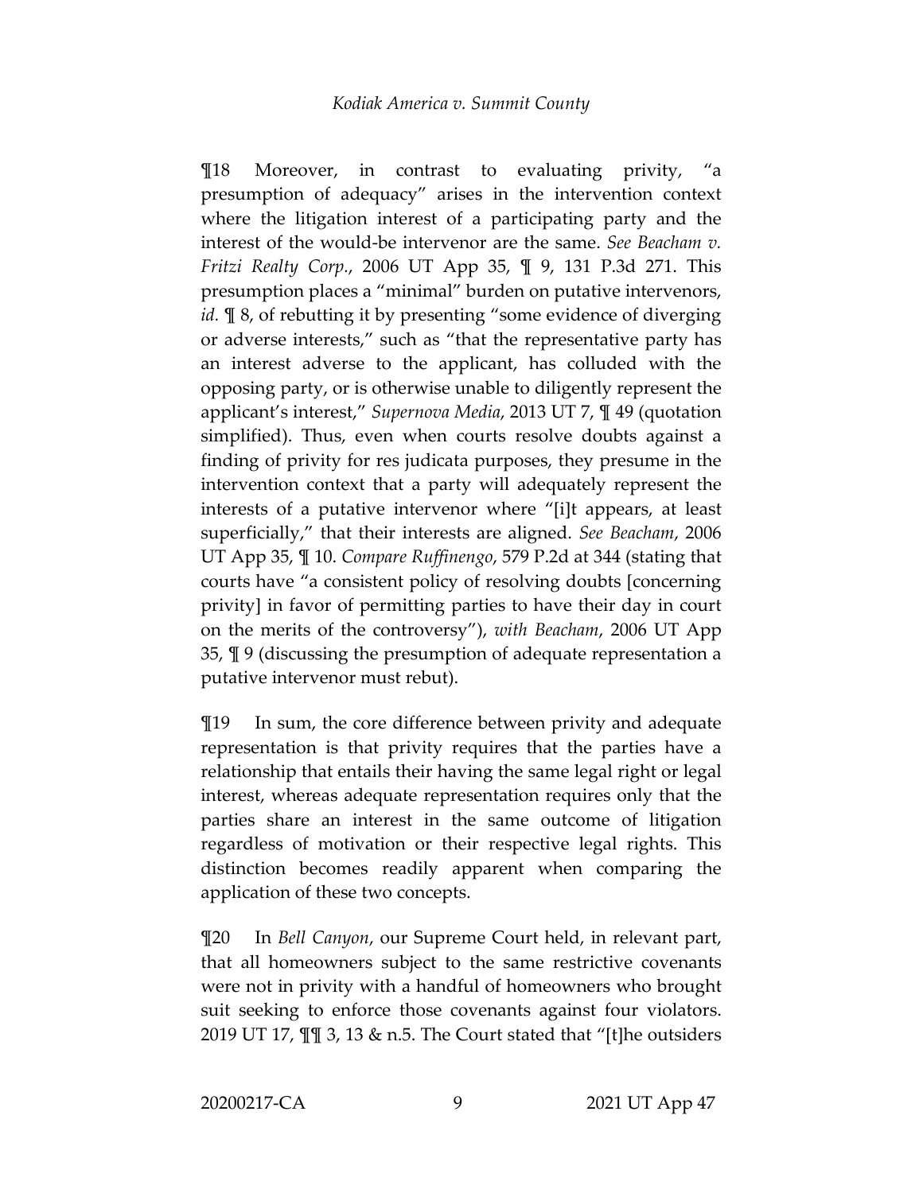¶18 Moreover, in contrast to evaluating privity, "a presumption of adequacy" arises in the intervention context where the litigation interest of a participating party and the interest of the would-be intervenor are the same. *See Beacham v. Fritzi Realty Corp.*, 2006 UT App 35, ¶ 9, 131 P.3d 271. This presumption places a "minimal" burden on putative intervenors, *id.* ¶ 8, of rebutting it by presenting "some evidence of diverging or adverse interests," such as "that the representative party has an interest adverse to the applicant, has colluded with the opposing party, or is otherwise unable to diligently represent the applicant's interest," *Supernova Media*, 2013 UT 7, ¶ 49 (quotation simplified). Thus, even when courts resolve doubts against a finding of privity for res judicata purposes, they presume in the intervention context that a party will adequately represent the interests of a putative intervenor where "[i]t appears, at least superficially," that their interests are aligned. *See Beacham*, 2006 UT App 35, ¶ 10. *Compare Ruffinengo*, 579 P.2d at 344 (stating that courts have "a consistent policy of resolving doubts [concerning privity] in favor of permitting parties to have their day in court on the merits of the controversy"), *with Beacham*, 2006 UT App 35, ¶ 9 (discussing the presumption of adequate representation a putative intervenor must rebut).

¶19 In sum, the core difference between privity and adequate representation is that privity requires that the parties have a relationship that entails their having the same legal right or legal interest, whereas adequate representation requires only that the parties share an interest in the same outcome of litigation regardless of motivation or their respective legal rights. This distinction becomes readily apparent when comparing the application of these two concepts.

¶20 In *Bell Canyon*, our Supreme Court held, in relevant part, that all homeowners subject to the same restrictive covenants were not in privity with a handful of homeowners who brought suit seeking to enforce those covenants against four violators. 2019 UT 17, ¶¶ 3, 13 & n.5. The Court stated that "[t]he outsiders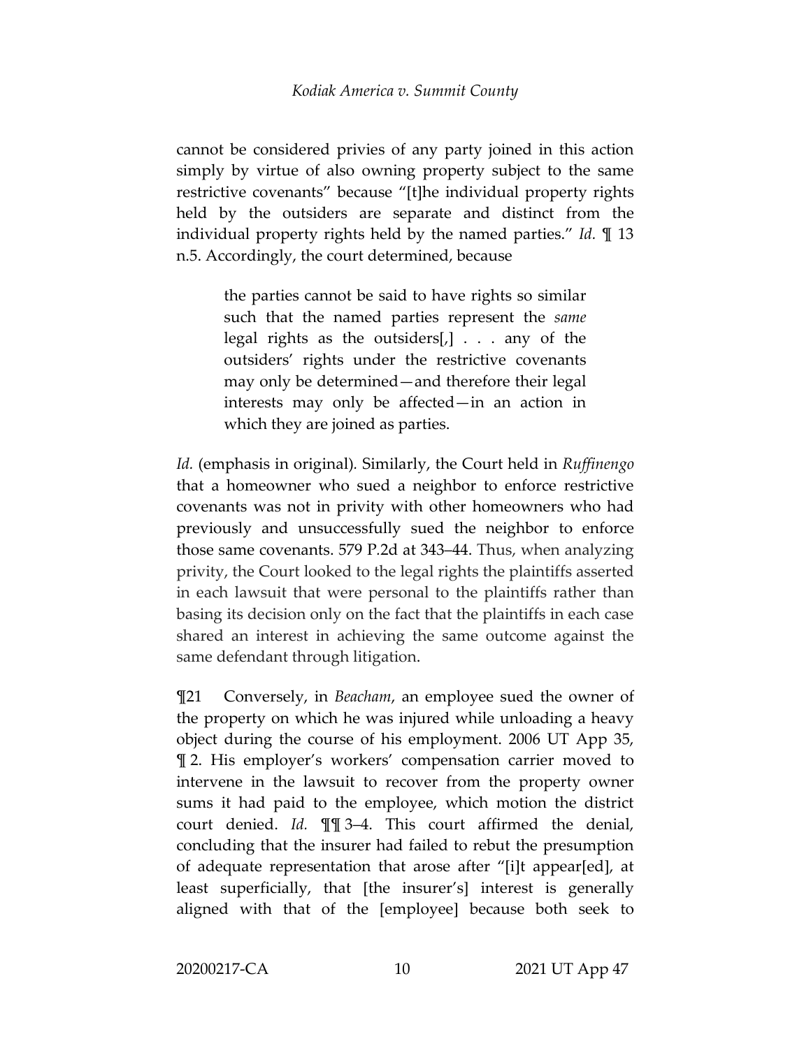cannot be considered privies of any party joined in this action simply by virtue of also owning property subject to the same restrictive covenants" because "[t]he individual property rights held by the outsiders are separate and distinct from the individual property rights held by the named parties." *Id.* ¶ 13 n.5. Accordingly, the court determined, because

> the parties cannot be said to have rights so similar such that the named parties represent the *same* legal rights as the outsiders[,] . . . any of the outsiders' rights under the restrictive covenants may only be determined—and therefore their legal interests may only be affected—in an action in which they are joined as parties.

*Id.* (emphasis in original). Similarly, the Court held in *Ruffinengo* that a homeowner who sued a neighbor to enforce restrictive covenants was not in privity with other homeowners who had previously and unsuccessfully sued the neighbor to enforce those same covenants. 579 P.2d at 343–44. Thus, when analyzing privity, the Court looked to the legal rights the plaintiffs asserted in each lawsuit that were personal to the plaintiffs rather than basing its decision only on the fact that the plaintiffs in each case shared an interest in achieving the same outcome against the same defendant through litigation.

¶21 Conversely, in *Beacham*, an employee sued the owner of the property on which he was injured while unloading a heavy object during the course of his employment. 2006 UT App 35, ¶ 2. His employer's workers' compensation carrier moved to intervene in the lawsuit to recover from the property owner sums it had paid to the employee, which motion the district court denied. *Id.* ¶¶ 3–4. This court affirmed the denial, concluding that the insurer had failed to rebut the presumption of adequate representation that arose after "[i]t appear[ed], at least superficially, that [the insurer's] interest is generally aligned with that of the [employee] because both seek to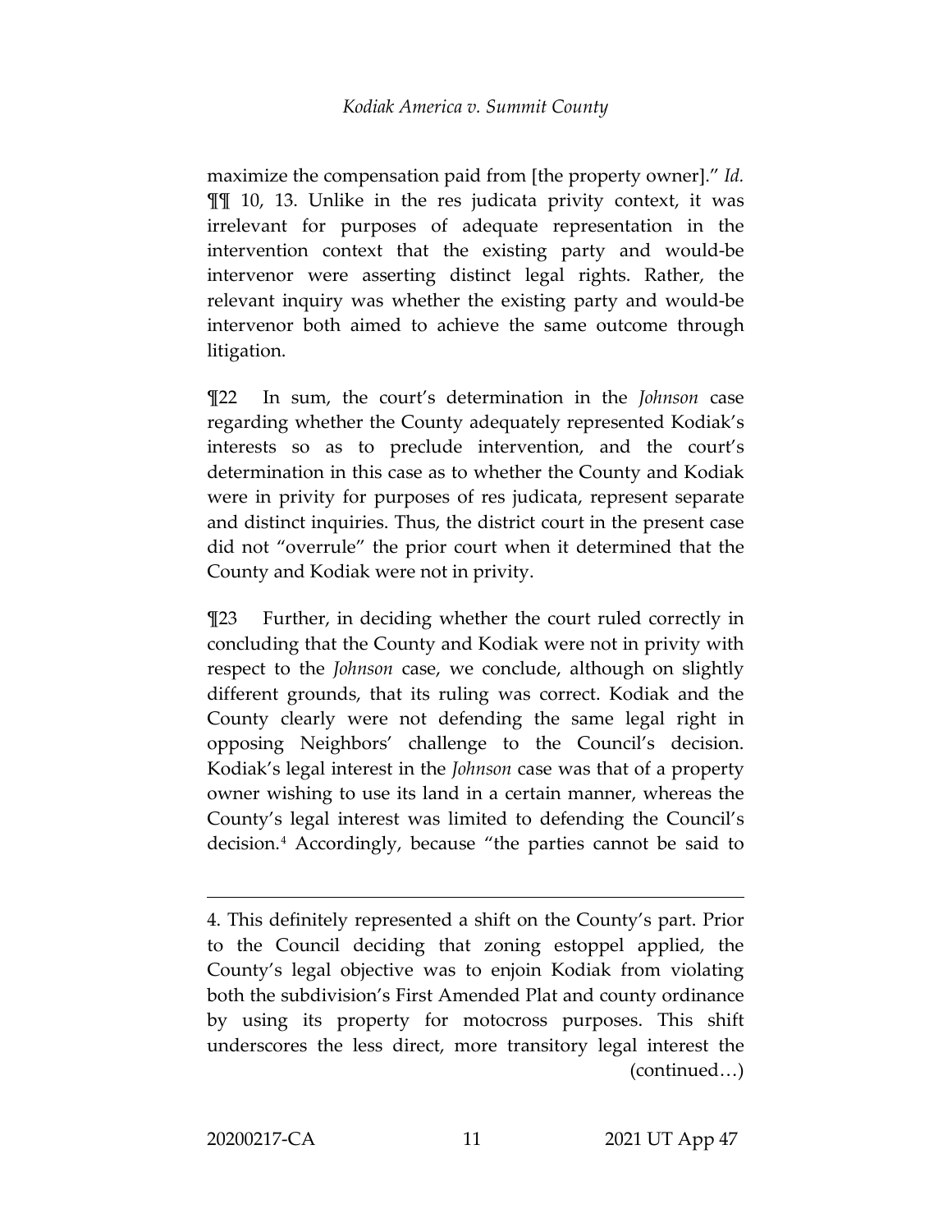maximize the compensation paid from [the property owner]." *Id.* ¶¶ 10, 13. Unlike in the res judicata privity context, it was irrelevant for purposes of adequate representation in the intervention context that the existing party and would-be intervenor were asserting distinct legal rights. Rather, the relevant inquiry was whether the existing party and would-be intervenor both aimed to achieve the same outcome through litigation.

¶22 In sum, the court's determination in the *Johnson* case regarding whether the County adequately represented Kodiak's interests so as to preclude intervention, and the court's determination in this case as to whether the County and Kodiak were in privity for purposes of res judicata, represent separate and distinct inquiries. Thus, the district court in the present case did not "overrule" the prior court when it determined that the County and Kodiak were not in privity.

¶23 Further, in deciding whether the court ruled correctly in concluding that the County and Kodiak were not in privity with respect to the *Johnson* case, we conclude, although on slightly different grounds, that its ruling was correct. Kodiak and the County clearly were not defending the same legal right in opposing Neighbors' challenge to the Council's decision. Kodiak's legal interest in the *Johnson* case was that of a property owner wishing to use its land in a certain manner, whereas the County's legal interest was limited to defending the Council's decision.[4] Accordingly, because "the parties cannot be said to

---

4. This definitely represented a shift on the County's part. Prior to the Council deciding that zoning estoppel applied, the County's legal objective was to enjoin Kodiak from violating both the subdivision's First Amended Plat and county ordinance by using its property for motocross purposes. This shift underscores the less direct, more transitory legal interest the (continued…)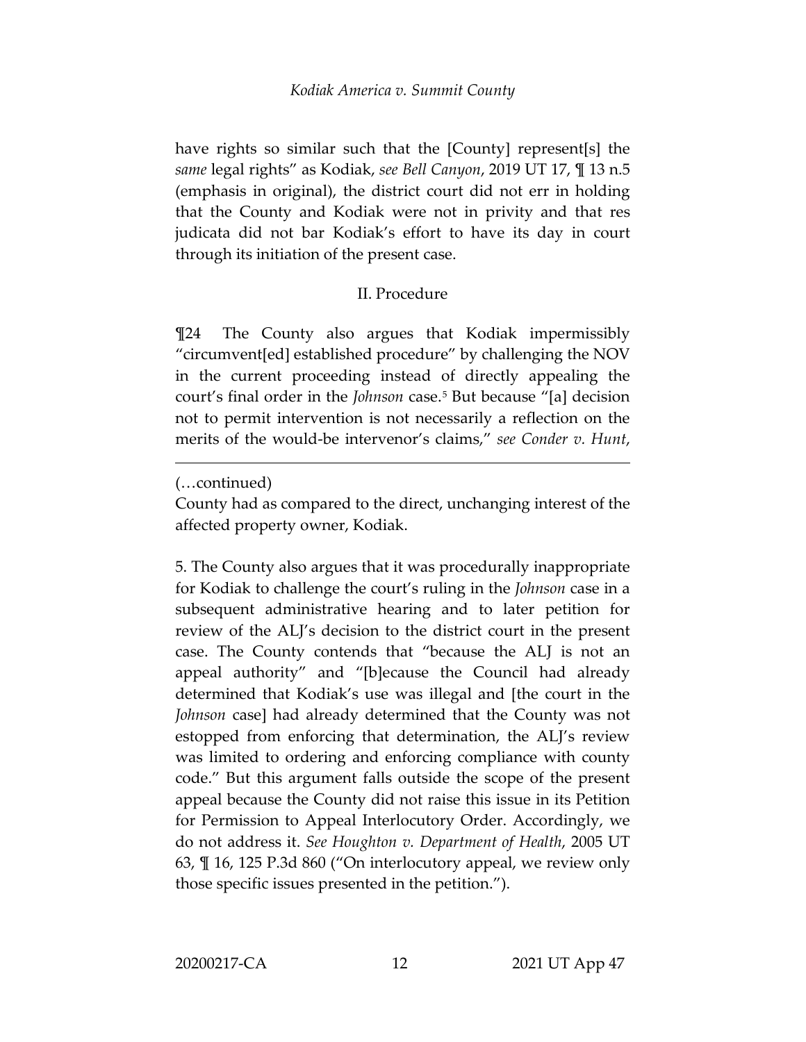have rights so similar such that the [County] represent[s] the *same* legal rights" as Kodiak, *see Bell Canyon*, 2019 UT 17, ¶ 13 n.5 (emphasis in original), the district court did not err in holding that the County and Kodiak were not in privity and that res judicata did not bar Kodiak's effort to have its day in court through its initiation of the present case.

## II. Procedure

¶24 The County also argues that Kodiak impermissibly "circumvent[ed] established procedure" by challenging the NOV in the current proceeding instead of directly appealing the court's final order in the *Johnson* case.[5] But because "[a] decision not to permit intervention is not necessarily a reflection on the merits of the would-be intervenor's claims," *see Conder v. Hunt*,

---

(…continued)

County had as compared to the direct, unchanging interest of the affected property owner, Kodiak.

5. The County also argues that it was procedurally inappropriate for Kodiak to challenge the court's ruling in the *Johnson* case in a subsequent administrative hearing and to later petition for review of the ALJ's decision to the district court in the present case. The County contends that "because the ALJ is not an appeal authority" and "[b]ecause the Council had already determined that Kodiak's use was illegal and [the court in the *Johnson* case] had already determined that the County was not estopped from enforcing that determination, the ALJ's review was limited to ordering and enforcing compliance with county code." But this argument falls outside the scope of the present appeal because the County did not raise this issue in its Petition for Permission to Appeal Interlocutory Order. Accordingly, we do not address it. *See Houghton v. Department of Health*, 2005 UT 63, ¶ 16, 125 P.3d 860 ("On interlocutory appeal, we review only those specific issues presented in the petition.").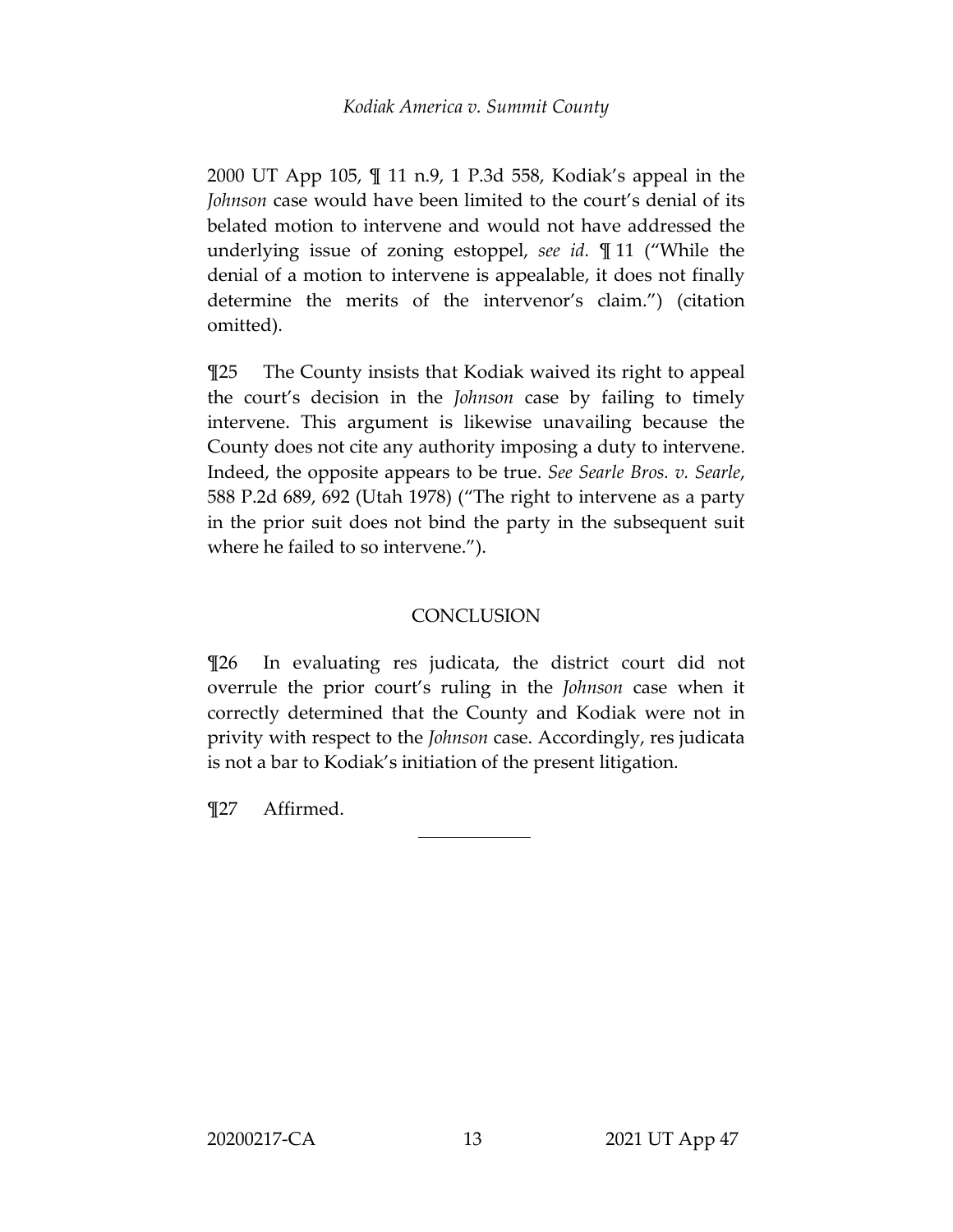2000 UT App 105, ¶ 11 n.9, 1 P.3d 558, Kodiak's appeal in the *Johnson* case would have been limited to the court's denial of its belated motion to intervene and would not have addressed the underlying issue of zoning estoppel, *see id.* ¶ 11 ("While the denial of a motion to intervene is appealable, it does not finally determine the merits of the intervenor's claim.") (citation omitted).

¶25 The County insists that Kodiak waived its right to appeal the court's decision in the *Johnson* case by failing to timely intervene. This argument is likewise unavailing because the County does not cite any authority imposing a duty to intervene. Indeed, the opposite appears to be true. *See Searle Bros. v. Searle*, 588 P.2d 689, 692 (Utah 1978) ("The right to intervene as a party in the prior suit does not bind the party in the subsequent suit where he failed to so intervene.").

## CONCLUSION

¶26 In evaluating res judicata, the district court did not overrule the prior court's ruling in the *Johnson* case when it correctly determined that the County and Kodiak were not in privity with respect to the *Johnson* case. Accordingly, res judicata is not a bar to Kodiak's initiation of the present litigation.

¶27 Affirmed.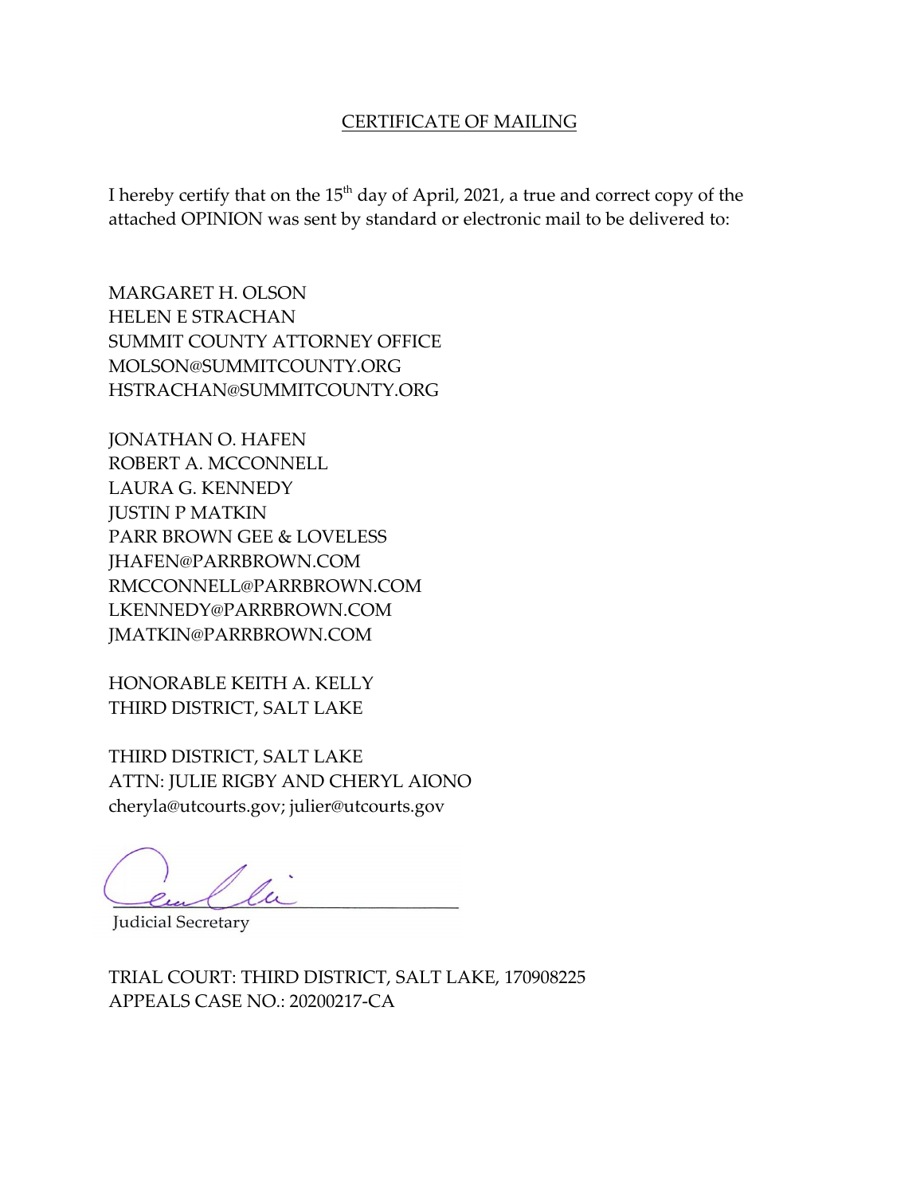## CERTIFICATE OF MAILING

I hereby certify that on the 15th day of April, 2021, a true and correct copy of the attached OPINION was sent by standard or electronic mail to be delivered to:

MARGARET H. OLSON
HELEN E STRACHAN
SUMMIT COUNTY ATTORNEY OFFICE
MOLSON@SUMMITCOUNTY.ORG
HSTRACHAN@SUMMITCOUNTY.ORG

JONATHAN O. HAFEN
ROBERT A. MCCONNELL
LAURA G. KENNEDY
JUSTIN P MATKIN
PARR BROWN GEE & LOVELESS
JHAFEN@PARRBROWN.COM
RMCCONNELL@PARRBROWN.COM
LKENNEDY@PARRBROWN.COM
JMATKIN@PARRBROWN.COM

HONORABLE KEITH A. KELLY
THIRD DISTRICT, SALT LAKE

THIRD DISTRICT, SALT LAKE
ATTN: JULIE RIGBY AND CHERYL AIONO
cheryla@utcourts.gov; julier@utcourts.gov

Judicial Secretary

TRIAL COURT: THIRD DISTRICT, SALT LAKE, 170908225
APPEALS CASE NO.: 20200217-CA